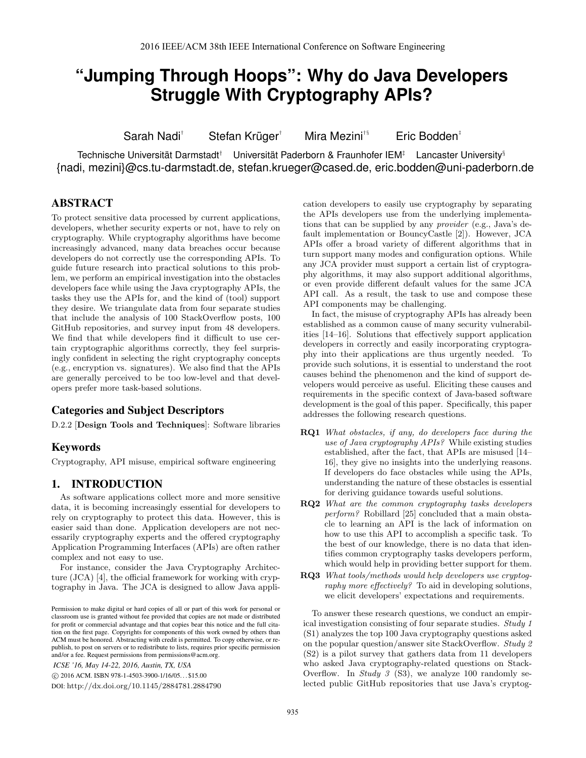# "Jumping Through Hoops": Why do Java Developers Struggle With Cryptography APIs?

Sarah Nadi[†] Stefan Krüger[†] Mira Mezini[†§] Eric Bodden[‡]

Technische Universität Darmstadt[†] Universität Paderborn & Fraunhofer IEM[‡] Lancaster University[§]
{nadi, mezini}@cs.tu-darmstadt.de, stefan.krueger@cased.de, eric.bodden@uni-paderborn.de

## ABSTRACT

To protect sensitive data processed by current applications, developers, whether security experts or not, have to rely on cryptography. While cryptography algorithms have become increasingly advanced, many data breaches occur because developers do not correctly use the corresponding APIs. To guide future research into practical solutions to this problem, we perform an empirical investigation into the obstacles developers face while using the Java cryptography APIs, the tasks they use the APIs for, and the kind of (tool) support they desire. We triangulate data from four separate studies that include the analysis of 100 StackOverflow posts, 100 GitHub repositories, and survey input from 48 developers. We find that while developers find it difficult to use certain cryptographic algorithms correctly, they feel surprisingly confident in selecting the right cryptography concepts (e.g., encryption vs. signatures). We also find that the APIs are generally perceived to be too low-level and that developers prefer more task-based solutions.

## Categories and Subject Descriptors

D.2.2 [**Design Tools and Techniques**]: Software libraries

## Keywords

Cryptography, API misuse, empirical software engineering

## 1. INTRODUCTION

As software applications collect more and more sensitive data, it is becoming increasingly essential for developers to rely on cryptography to protect this data. However, this is easier said than done. Application developers are not necessarily cryptography experts and the offered cryptography Application Programming Interfaces (APIs) are often rather complex and not easy to use.

For instance, consider the Java Cryptography Architecture (JCA) [4], the official framework for working with cryptography in Java. The JCA is designed to allow Java application developers to easily use cryptography by separating the APIs developers use from the underlying implementations that can be supplied by any *provider* (e.g., Java's default implementation or BouncyCastle [2]). However, JCA APIs offer a broad variety of different algorithms that in turn support many modes and configuration options. While any JCA provider must support a certain list of cryptography algorithms, it may also support additional algorithms, or even provide different default values for the same JCA API call. As a result, the task to use and compose these API components may be challenging.

In fact, the misuse of cryptography APIs has already been established as a common cause of many security vulnerabilities [14–16]. Solutions that effectively support application developers in correctly and easily incorporating cryptography into their applications are thus urgently needed. To provide such solutions, it is essential to understand the root causes behind the phenomenon and the kind of support developers would perceive as useful. Eliciting these causes and requirements in the specific context of Java-based software development is the goal of this paper. Specifically, this paper addresses the following research questions.

- **RQ1** *What obstacles, if any, do developers face during the use of Java cryptography APIs?* While existing studies established, after the fact, that APIs are misused [14–16], they give no insights into the underlying reasons. If developers do face obstacles while using the APIs, understanding the nature of these obstacles is essential for deriving guidance towards useful solutions.
- **RQ2** *What are the common cryptography tasks developers perform?* Robillard [25] concluded that a main obstacle to learning an API is the lack of information on how to use this API to accomplish a specific task. To the best of our knowledge, there is no data that identifies common cryptography tasks developers perform, which would help in providing better support for them.
- **RQ3** *What tools/methods would help developers use cryptography more effectively?* To aid in developing solutions, we elicit developers' expectations and requirements.

To answer these research questions, we conduct an empirical investigation consisting of four separate studies. *Study 1* (S1) analyzes the top 100 Java cryptography questions asked on the popular question/answer site StackOverflow. *Study 2* (S2) is a pilot survey that gathers data from 11 developers who asked Java cryptography-related questions on StackOverflow. In *Study 3* (S3), we analyze 100 randomly selected public GitHub repositories that use Java's cryptog-

Permission to make digital or hard copies of all or part of this work for personal or classroom use is granted without fee provided that copies are not made or distributed for profit or commercial advantage and that copies bear this notice and the full citation on the first page. Copyrights for components of this work owned by others than ACM must be honored. Abstracting with credit is permitted. To copy otherwise, or republish, to post on servers or to redistribute to lists, requires prior specific permission and/or a fee. Request permissions from permissions@acm.org.

*ICSE '16, May 14-22, 2016, Austin, TX, USA*

© 2016 ACM. ISBN 978-1-4503-3900-1/16/05...$15.00

DOI: http://dx.doi.org/10.1145/2884781.2884790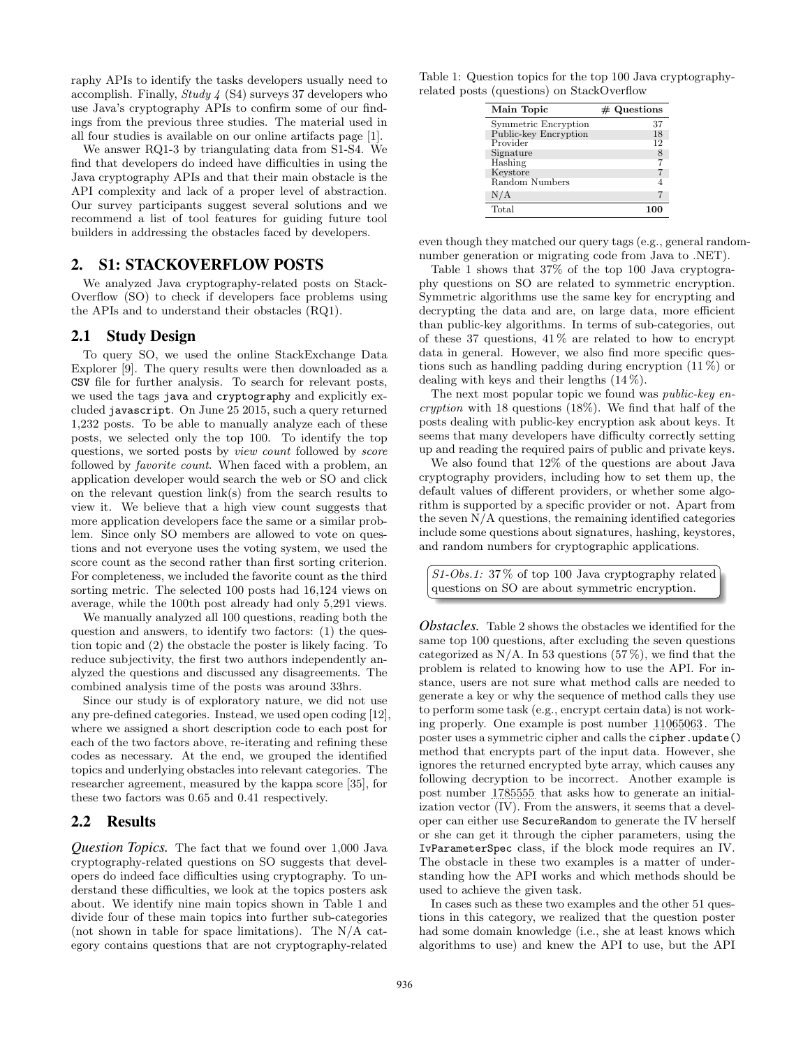raphy APIs to identify the tasks developers usually need to accomplish. Finally, *Study 4* (S4) surveys 37 developers who use Java's cryptography APIs to confirm some of our findings from the previous three studies. The material used in all four studies is available on our online artifacts page [1].

We answer RQ1-3 by triangulating data from S1-S4. We find that developers do indeed have difficulties in using the Java cryptography APIs and that their main obstacle is the API complexity and lack of a proper level of abstraction. Our survey participants suggest several solutions and we recommend a list of tool features for guiding future tool builders in addressing the obstacles faced by developers.

## 2. S1: STACKOVERFLOW POSTS

We analyzed Java cryptography-related posts on StackOverflow (SO) to check if developers face problems using the APIs and to understand their obstacles (RQ1).

### 2.1 Study Design

To query SO, we used the online StackExchange Data Explorer [9]. The query results were then downloaded as a `CSV` file for further analysis. To search for relevant posts, we used the tags `java` and `cryptography` and explicitly excluded `javascript`. On June 25 2015, such a query returned 1,232 posts. To be able to manually analyze each of these posts, we selected only the top 100. To identify the top questions, we sorted posts by *view count* followed by *score* followed by *favorite count*. When faced with a problem, an application developer would search the web or SO and click on the relevant question link(s) from the search results to view it. We believe that a high view count suggests that more application developers face the same or a similar problem. Since only SO members are allowed to vote on questions and not everyone uses the voting system, we used the score count as the second rather than first sorting criterion. For completeness, we included the favorite count as the third sorting metric. The selected 100 posts had 16,124 views on average, while the 100th post already had only 5,291 views.

We manually analyzed all 100 questions, reading both the question and answers, to identify two factors: (1) the question topic and (2) the obstacle the poster is likely facing. To reduce subjectivity, the first two authors independently analyzed the questions and discussed any disagreements. The combined analysis time of the posts was around 33hrs.

Since our study is of exploratory nature, we did not use any pre-defined categories. Instead, we used open coding [12], where we assigned a short description code to each post for each of the two factors above, re-iterating and refining these codes as necessary. At the end, we grouped the identified topics and underlying obstacles into relevant categories. The researcher agreement, measured by the kappa score [35], for these two factors was 0.65 and 0.41 respectively.

### 2.2 Results

***Question Topics.*** The fact that we found over 1,000 Java cryptography-related questions on SO suggests that developers do indeed face difficulties using cryptography. To understand these difficulties, we look at the topics posters ask about. We identify nine main topics shown in Table 1 and divide four of these main topics into further sub-categories (not shown in table for space limitations). The N/A category contains questions that are not cryptography-related even though they matched our query tags (e.g., general random-number generation or migrating code from Java to .NET).

Table 1: Question topics for the top 100 Java cryptography-related posts (questions) on StackOverflow

| Main Topic | # Questions |
|---|---|
| Symmetric Encryption | 37 |
| Public-key Encryption | 18 |
| Provider | 12 |
| Signature | 8 |
| Hashing | 7 |
| Keystore | 7 |
| Random Numbers | 4 |
| N/A | 7 |
| Total | **100** |

Table 1 shows that 37% of the top 100 Java cryptography questions on SO are related to symmetric encryption. Symmetric algorithms use the same key for encrypting and decrypting the data and are, on large data, more efficient than public-key algorithms. In terms of sub-categories, out of these 37 questions, 41% are related to how to encrypt data in general. However, we also find more specific questions such as handling padding during encryption (11%) or dealing with keys and their lengths (14%).

The next most popular topic we found was *public-key encryption* with 18 questions (18%). We find that half of the posts dealing with public-key encryption ask about keys. It seems that many developers have difficulty correctly setting up and reading the required pairs of public and private keys.

We also found that 12% of the questions are about Java cryptography providers, including how to set them up, the default values of different providers, or whether some algorithm is supported by a specific provider or not. Apart from the seven N/A questions, the remaining identified categories include some questions about signatures, hashing, keystores, and random numbers for cryptographic applications.

> *S1-Obs.1:* 37% of top 100 Java cryptography related questions on SO are about symmetric encryption.

***Obstacles.*** Table 2 shows the obstacles we identified for the same top 100 questions, after excluding the seven questions categorized as N/A. In 53 questions (57%), we find that the problem is related to knowing how to use the API. For instance, users are not sure what method calls are needed to generate a key or why the sequence of method calls they use to perform some task (e.g., encrypt certain data) is not working properly. One example is post number 11065063. The poster uses a symmetric cipher and calls the `cipher.update()` method that encrypts part of the input data. However, she ignores the returned encrypted byte array, which causes any following decryption to be incorrect. Another example is post number 1785555 that asks how to generate an initialization vector (IV). From the answers, it seems that a developer can either use `SecureRandom` to generate the IV herself or she can get it through the cipher parameters, using the `IvParameterSpec` class, if the block mode requires an IV. The obstacle in these two examples is a matter of understanding how the API works and which methods should be used to achieve the given task.

In cases such as these two examples and the other 51 questions in this category, we realized that the question poster had some domain knowledge (i.e., she at least knows which algorithms to use) and knew the API to use, but the API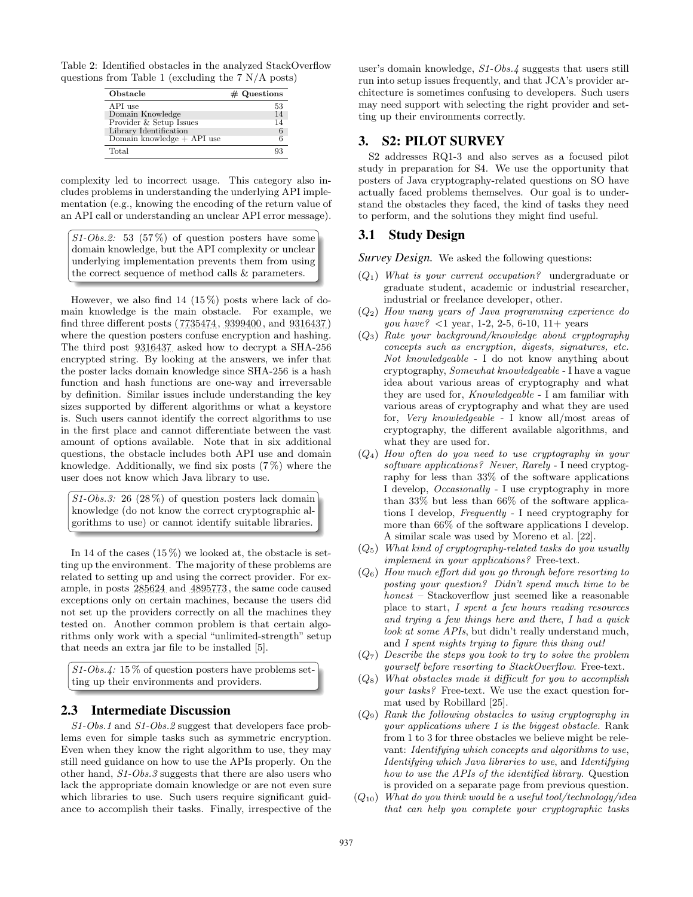Table 2: Identified obstacles in the analyzed StackOverflow questions from Table 1 (excluding the 7 N/A posts)

| Obstacle | # Questions |
|---|---|
| API use | 53 |
| Domain Knowledge | 14 |
| Provider & Setup Issues | 14 |
| Library Identification | 6 |
| Domain knowledge + API use | 6 |
| Total | 93 |

complexity led to incorrect usage. This category also includes problems in understanding the underlying API implementation (e.g., knowing the encoding of the return value of an API call or understanding an unclear API error message).

> *S1-Obs.2:* 53 (57 %) of question posters have some domain knowledge, but the API complexity or unclear underlying implementation prevents them from using the correct sequence of method calls & parameters.

However, we also find 14 (15 %) posts where lack of domain knowledge is the main obstacle. For example, we find three different posts (7735474, 9399400, and 9316437) where the question posters confuse encryption and hashing. The third post 9316437 asked how to decrypt a SHA-256 encrypted string. By looking at the answers, we infer that the poster lacks domain knowledge since SHA-256 is a hash function and hash functions are one-way and irreversable by definition. Similar issues include understanding the key sizes supported by different algorithms or what a keystore is. Such users cannot identify the correct algorithms to use in the first place and cannot differentiate between the vast amount of options available. Note that in six additional questions, the obstacle includes both API use and domain knowledge. Additionally, we find six posts (7 %) where the user does not know which Java library to use.

> *S1-Obs.3:* 26 (28 %) of question posters lack domain knowledge (do not know the correct cryptographic algorithms to use) or cannot identify suitable libraries.

In 14 of the cases (15 %) we looked at, the obstacle is setting up the environment. The majority of these problems are related to setting up and using the correct provider. For example, in posts 285624 and 4895773, the same code caused exceptions only on certain machines, because the users did not set up the providers correctly on all the machines they tested on. Another common problem is that certain algorithms only work with a special "unlimited-strength" setup that needs an extra jar file to be installed [5].

> *S1-Obs.4:* 15 % of question posters have problems setting up their environments and providers.

## 2.3 Intermediate Discussion

*S1-Obs.1* and *S1-Obs.2* suggest that developers face problems even for simple tasks such as symmetric encryption. Even when they know the right algorithm to use, they may still need guidance on how to use the APIs properly. On the other hand, *S1-Obs.3* suggests that there are also users who lack the appropriate domain knowledge or are not even sure which libraries to use. Such users require significant guidance to accomplish their tasks. Finally, irrespective of the user's domain knowledge, *S1-Obs.4* suggests that users still run into setup issues frequently, and that JCA's provider architecture is sometimes confusing to developers. Such users may need support with selecting the right provider and setting up their environments correctly.

# 3. S2: PILOT SURVEY

S2 addresses RQ1-3 and also serves as a focused pilot study in preparation for S4. We use the opportunity that posters of Java cryptography-related questions on SO have actually faced problems themselves. Our goal is to understand the obstacles they faced, the kind of tasks they need to perform, and the solutions they might find useful.

## 3.1 Study Design

***Survey Design.*** We asked the following questions:

- ($Q_1$) *What is your current occupation?* undergraduate or graduate student, academic or industrial researcher, industrial or freelance developer, other.
- ($Q_2$) *How many years of Java programming experience do you have?* <1 year, 1-2, 2-5, 6-10, 11+ years
- ($Q_3$) *Rate your background/knowledge about cryptography concepts such as encryption, digests, signatures, etc. Not knowledgeable* - I do not know anything about cryptography, *Somewhat knowledgeable* - I have a vague idea about various areas of cryptography and what they are used for, *Knowledgeable* - I am familiar with various areas of cryptography and what they are used for, *Very knowledgeable* - I know all/most areas of cryptography, the different available algorithms, and what they are used for.
- ($Q_4$) *How often do you need to use cryptography in your software applications? Never*, *Rarely* - I need cryptography for less than 33% of the software applications I develop, *Occasionally* - I use cryptography in more than 33% but less than 66% of the software applications I develop, *Frequently* - I need cryptography for more than 66% of the software applications I develop. A similar scale was used by Moreno et al. [22].
- ($Q_5$) *What kind of cryptography-related tasks do you usually implement in your applications?* Free-text.
- ($Q_6$) *How much effort did you go through before resorting to posting your question? Didn't spend much time to be honest* – Stackoverflow just seemed like a reasonable place to start, *I spent a few hours reading resources and trying a few things here and there*, *I had a quick look at some APIs*, but didn't really understand much, and *I spent nights trying to figure this thing out!*
- ($Q_7$) *Describe the steps you took to try to solve the problem yourself before resorting to StackOverflow.* Free-text.
- ($Q_8$) *What obstacles made it difficult for you to accomplish your tasks?* Free-text. We use the exact question format used by Robillard [25].
- ($Q_9$) *Rank the following obstacles to using cryptography in your applications where 1 is the biggest obstacle.* Rank from 1 to 3 for three obstacles we believe might be relevant: *Identifying which concepts and algorithms to use*, *Identifying which Java libraries to use*, and *Identifying how to use the APIs of the identified library.* Question is provided on a separate page from previous question.
- ($Q_{10}$) *What do you think would be a useful tool/technology/idea that can help you complete your cryptographic tasks*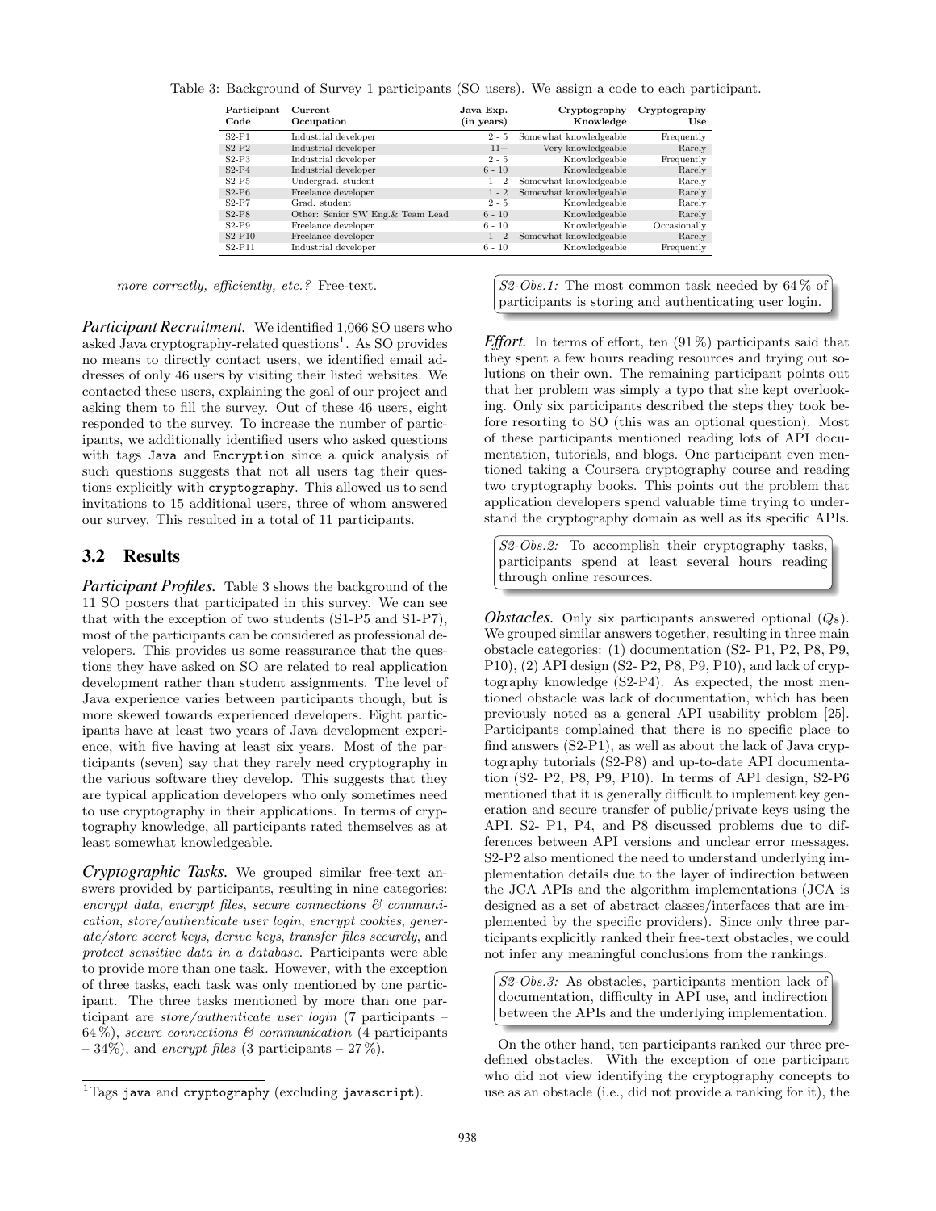Table 3: Background of Survey 1 participants (SO users). We assign a code to each participant.

| Participant Code | Current Occupation | Java Exp. (in years) | Cryptography Knowledge | Cryptography Use |
|---|---|---|---|---|
| S2-P1 | Industrial developer | 2 - 5 | Somewhat knowledgeable | Frequently |
| S2-P2 | Industrial developer | 11+ | Very knowledgeable | Rarely |
| S2-P3 | Industrial developer | 2 - 5 | Knowledgeable | Frequently |
| S2-P4 | Industrial developer | 6 - 10 | Knowledgeable | Rarely |
| S2-P5 | Undergrad. student | 1 - 2 | Somewhat knowledgeable | Rarely |
| S2-P6 | Freelance developer | 1 - 2 | Somewhat knowledgeable | Rarely |
| S2-P7 | Grad. student | 2 - 5 | Knowledgeable | Rarely |
| S2-P8 | Other: Senior SW Eng.& Team Lead | 6 - 10 | Knowledgeable | Rarely |
| S2-P9 | Freelance developer | 6 - 10 | Knowledgeable | Occasionally |
| S2-P10 | Freelance developer | 1 - 2 | Somewhat knowledgeable | Rarely |
| S2-P11 | Industrial developer | 6 - 10 | Knowledgeable | Frequently |

*more correctly, efficiently, etc.?* Free-text.

***Participant Recruitment.*** We identified 1,066 SO users who asked Java cryptography-related questions[1]. As SO provides no means to directly contact users, we identified email addresses of only 46 users by visiting their listed websites. We contacted these users, explaining the goal of our project and asking them to fill the survey. Out of these 46 users, eight responded to the survey. To increase the number of participants, we additionally identified users who asked questions with tags `Java` and `Encryption` since a quick analysis of such questions suggests that not all users tag their questions explicitly with `cryptography`. This allowed us to send invitations to 15 additional users, three of whom answered our survey. This resulted in a total of 11 participants.

## 3.2 Results

***Participant Profiles.*** Table 3 shows the background of the 11 SO posters that participated in this survey. We can see that with the exception of two students (S1-P5 and S1-P7), most of the participants can be considered as professional developers. This provides us some reassurance that the questions they have asked on SO are related to real application development rather than student assignments. The level of Java experience varies between participants though, but is more skewed towards experienced developers. Eight participants have at least two years of Java development experience, with five having at least six years. Most of the participants (seven) say that they rarely need cryptography in the various software they develop. This suggests that they are typical application developers who only sometimes need to use cryptography in their applications. In terms of cryptography knowledge, all participants rated themselves as at least somewhat knowledgeable.

***Cryptographic Tasks.*** We grouped similar free-text answers provided by participants, resulting in nine categories: *encrypt data*, *encrypt files*, *secure connections & communication*, *store/authenticate user login*, *encrypt cookies*, *generate/store secret keys*, *derive keys*, *transfer files securely*, and *protect sensitive data in a database*. Participants were able to provide more than one task. However, with the exception of three tasks, each task was only mentioned by one participant. The three tasks mentioned by more than one participant are *store/authenticate user login* (7 participants – 64 %), *secure connections & communication* (4 participants – 34%), and *encrypt files* (3 participants – 27 %).

[1]Tags `java` and `cryptography` (excluding `javascript`).

> *S2-Obs.1:* The most common task needed by 64 % of participants is storing and authenticating user login.

***Effort.*** In terms of effort, ten (91 %) participants said that they spent a few hours reading resources and trying out solutions on their own. The remaining participant points out that her problem was simply a typo that she kept overlooking. Only six participants described the steps they took before resorting to SO (this was an optional question). Most of these participants mentioned reading lots of API documentation, tutorials, and blogs. One participant even mentioned taking a Coursera cryptography course and reading two cryptography books. This points out the problem that application developers spend valuable time trying to understand the cryptography domain as well as its specific APIs.

> *S2-Obs.2:* To accomplish their cryptography tasks, participants spend at least several hours reading through online resources.

***Obstacles.*** Only six participants answered optional ($Q_8$). We grouped similar answers together, resulting in three main obstacle categories: (1) documentation (S2- P1, P2, P8, P9, P10), (2) API design (S2- P2, P8, P9, P10), and lack of cryptography knowledge (S2-P4). As expected, the most mentioned obstacle was lack of documentation, which has been previously noted as a general API usability problem [25]. Participants complained that there is no specific place to find answers (S2-P1), as well as about the lack of Java cryptography tutorials (S2-P8) and up-to-date API documentation (S2- P2, P8, P9, P10). In terms of API design, S2-P6 mentioned that it is generally difficult to implement key generation and secure transfer of public/private keys using the API. S2- P1, P4, and P8 discussed problems due to differences between API versions and unclear error messages. S2-P2 also mentioned the need to understand underlying implementation details due to the layer of indirection between the JCA APIs and the algorithm implementations (JCA is designed as a set of abstract classes/interfaces that are implemented by the specific providers). Since only three participants explicitly ranked their free-text obstacles, we could not infer any meaningful conclusions from the rankings.

> *S2-Obs.3:* As obstacles, participants mention lack of documentation, difficulty in API use, and indirection between the APIs and the underlying implementation.

On the other hand, ten participants ranked our three predefined obstacles. With the exception of one participant who did not view identifying the cryptography concepts to use as an obstacle (i.e., did not provide a ranking for it), the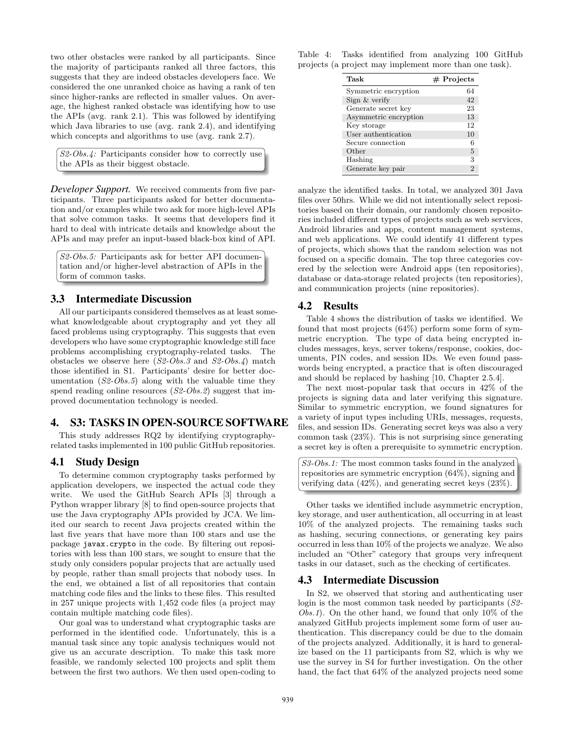two other obstacles were ranked by all participants. Since the majority of participants ranked all three factors, this suggests that they are indeed obstacles developers face. We considered the one unranked choice as having a rank of ten since higher-ranks are reflected in smaller values. On average, the highest ranked obstacle was identifying how to use the APIs (avg. rank 2.1). This was followed by identifying which Java libraries to use (avg. rank 2.4), and identifying which concepts and algorithms to use (avg. rank 2.7).

> *S2-Obs.4:* Participants consider how to correctly use the APIs as their biggest obstacle.

***Developer Support.*** We received comments from five participants. Three participants asked for better documentation and/or examples while two ask for more high-level APIs that solve common tasks. It seems that developers find it hard to deal with intricate details and knowledge about the APIs and may prefer an input-based black-box kind of API.

> *S2-Obs.5:* Participants ask for better API documentation and/or higher-level abstraction of APIs in the form of common tasks.

### 3.3 Intermediate Discussion

All our participants considered themselves as at least somewhat knowledgeable about cryptography and yet they all faced problems using cryptography. This suggests that even developers who have some cryptographic knowledge still face problems accomplishing cryptography-related tasks. The obstacles we observe here (*S2-Obs.3* and *S2-Obs.4*) match those identified in S1. Participants' desire for better documentation (*S2-Obs.5*) along with the valuable time they spend reading online resources (*S2-Obs.2*) suggest that improved documentation technology is needed.

## 4. S3: TASKS IN OPEN-SOURCE SOFTWARE

This study addresses RQ2 by identifying cryptography-related tasks implemented in 100 public GitHub repositories.

### 4.1 Study Design

To determine common cryptography tasks performed by application developers, we inspected the actual code they write. We used the GitHub Search APIs [3] through a Python wrapper library [8] to find open-source projects that use the Java cryptography APIs provided by JCA. We limited our search to recent Java projects created within the last five years that have more than 100 stars and use the package `javax.crypto` in the code. By filtering out repositories with less than 100 stars, we sought to ensure that the study only considers popular projects that are actually used by people, rather than small projects that nobody uses. In the end, we obtained a list of all repositories that contain matching code files and the links to these files. This resulted in 257 unique projects with 1,452 code files (a project may contain multiple matching code files).

Our goal was to understand what cryptographic tasks are performed in the identified code. Unfortunately, this is a manual task since any topic analysis techniques would not give us an accurate description. To make this task more feasible, we randomly selected 100 projects and split them between the first two authors. We then used open-coding to analyze the identified tasks. In total, we analyzed 301 Java files over 50hrs. While we did not intentionally select repositories based on their domain, our randomly chosen repositories included different types of projects such as web services, Android libraries and apps, content management systems, and web applications. We could identify 41 different types of projects, which shows that the random selection was not focused on a specific domain. The top three categories covered by the selection were Android apps (ten repositories), database or data-storage related projects (ten repositories), and communication projects (nine repositories).

Table 4: Tasks identified from analyzing 100 GitHub projects (a project may implement more than one task).

| Task | # Projects |
|---|---|
| Symmetric encryption | 64 |
| Sign & verify | 42 |
| Generate secret key | 23 |
| Asymmetric encryption | 13 |
| Key storage | 12 |
| User authentication | 10 |
| Secure connection | 6 |
| Other | 5 |
| Hashing | 3 |
| Generate key pair | 2 |

### 4.2 Results

Table 4 shows the distribution of tasks we identified. We found that most projects (64%) perform some form of symmetric encryption. The type of data being encrypted includes messages, keys, server tokens/response, cookies, documents, PIN codes, and session IDs. We even found passwords being encrypted, a practice that is often discouraged and should be replaced by hashing [10, Chapter 2.5.4].

The next most-popular task that occurs in 42% of the projects is signing data and later verifying this signature. Similar to symmetric encryption, we found signatures for a variety of input types including URIs, messages, requests, files, and session IDs. Generating secret keys was also a very common task (23%). This is not surprising since generating a secret key is often a prerequisite to symmetric encryption.

> *S3-Obs.1:* The most common tasks found in the analyzed repositories are symmetric encryption (64%), signing and verifying data (42%), and generating secret keys (23%).

Other tasks we identified include asymmetric encryption, key storage, and user authentication, all occurring in at least 10% of the analyzed projects. The remaining tasks such as hashing, securing connections, or generating key pairs occurred in less than 10% of the projects we analyze. We also included an "Other" category that groups very infrequent tasks in our dataset, such as the checking of certificates.

### 4.3 Intermediate Discussion

In S2, we observed that storing and authenticating user login is the most common task needed by participants (*S2-Obs.1*). On the other hand, we found that only 10% of the analyzed GitHub projects implement some form of user authentication. This discrepancy could be due to the domain of the projects analyzed. Additionally, it is hard to generalize based on the 11 participants from S2, which is why we use the survey in S4 for further investigation. On the other hand, the fact that 64% of the analyzed projects need some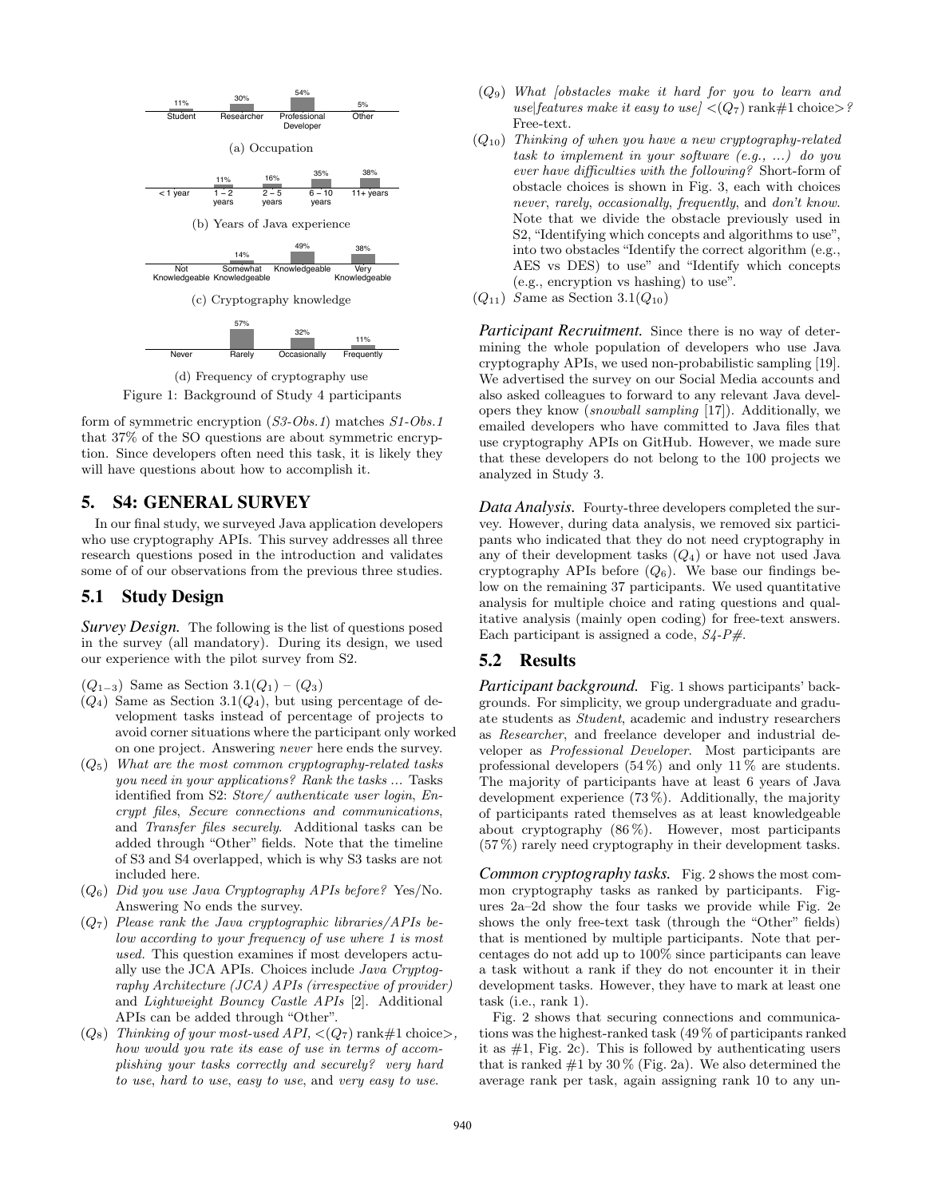| Student | Researcher | Professional Developer | Other |
|---|---|---|---|
| 11% | 30% | 54% | 5% |

(a) Occupation

| < 1 year | 1 – 2 years | 2 – 5 years | 6 – 10 years | 11+ years |
|---|---|---|---|---|
| | 11% | 16% | 35% | 38% |

(b) Years of Java experience

| Not Knowledgeable | Somewhat Knowledgeable | Knowledgeable | Very Knowledgeable |
|---|---|---|---|
| | 14% | 49% | 38% |

(c) Cryptography knowledge

| Never | Rarely | Occasionally | Frequently |
|---|---|---|---|
| | 57% | 32% | 11% |

(d) Frequency of cryptography use

Figure 1: Background of Study 4 participants

form of symmetric encryption (*S3-Obs.1*) matches *S1-Obs.1* that 37% of the SO questions are about symmetric encryption. Since developers often need this task, it is likely they will have questions about how to accomplish it.

## 5. S4: GENERAL SURVEY

In our final study, we surveyed Java application developers who use cryptography APIs. This survey addresses all three research questions posed in the introduction and validates some of of our observations from the previous three studies.

### 5.1 Study Design

***Survey Design.*** The following is the list of questions posed in the survey (all mandatory). During its design, we used our experience with the pilot survey from S2.

- ($Q_{1-3}$) Same as Section 3.1($Q_1$) – ($Q_3$)
- ($Q_4$) Same as Section 3.1($Q_4$), but using percentage of development tasks instead of percentage of projects to avoid corner situations where the participant only worked on one project. Answering *never* here ends the survey.
- ($Q_5$) *What are the most common cryptography-related tasks you need in your applications? Rank the tasks ...* Tasks identified from S2: *Store/ authenticate user login*, *Encrypt files*, *Secure connections and communications*, and *Transfer files securely*. Additional tasks can be added through "Other" fields. Note that the timeline of S3 and S4 overlapped, which is why S3 tasks are not included here.
- ($Q_6$) *Did you use Java Cryptography APIs before?* Yes/No. Answering No ends the survey.
- ($Q_7$) *Please rank the Java cryptographic libraries/APIs below according to your frequency of use where 1 is most used.* This question examines if most developers actually use the JCA APIs. Choices include *Java Cryptography Architecture (JCA) APIs (irrespective of provider)* and *Lightweight Bouncy Castle APIs* [2]. Additional APIs can be added through "Other".
- ($Q_8$) *Thinking of your most-used API, <($Q_7$) rank#1 choice>, how would you rate its ease of use in terms of accomplishing your tasks correctly and securely? very hard to use, hard to use, easy to use, and very easy to use.*
- ($Q_9$) *What [obstacles make it hard for you to learn and use|features make it easy to use] <($Q_7$) rank#1 choice>?* Free-text.
- ($Q_{10}$) *Thinking of when you have a new cryptography-related task to implement in your software (e.g., ...) do you ever have difficulties with the following?* Short-form of obstacle choices is shown in Fig. 3, each with choices *never*, *rarely*, *occasionally*, *frequently*, and *don't know*. Note that we divide the obstacle previously used in S2, "Identifying which concepts and algorithms to use", into two obstacles "Identify the correct algorithm (e.g., AES vs DES) to use" and "Identify which concepts (e.g., encryption vs hashing) to use".
- ($Q_{11}$) *S*ame as Section 3.1($Q_{10}$)

***Participant Recruitment.*** Since there is no way of determining the whole population of developers who use Java cryptography APIs, we used non-probabilistic sampling [19]. We advertised the survey on our Social Media accounts and also asked colleagues to forward to any relevant Java developers they know (*snowball sampling* [17]). Additionally, we emailed developers who have committed to Java files that use cryptography APIs on GitHub. However, we made sure that these developers do not belong to the 100 projects we analyzed in Study 3.

***Data Analysis.*** Fourty-three developers completed the survey. However, during data analysis, we removed six participants who indicated that they do not need cryptography in any of their development tasks ($Q_4$) or have not used Java cryptography APIs before ($Q_6$). We base our findings below on the remaining 37 participants. We used quantitative analysis for multiple choice and rating questions and qualitative analysis (mainly open coding) for free-text answers. Each participant is assigned a code, *S4-P#*.

### 5.2 Results

***Participant background.*** Fig. 1 shows participants' backgrounds. For simplicity, we group undergraduate and graduate students as *Student*, academic and industry researchers as *Researcher*, and freelance developer and industrial developer as *Professional Developer*. Most participants are professional developers (54 %) and only 11 % are students. The majority of participants have at least 6 years of Java development experience (73 %). Additionally, the majority of participants rated themselves as at least knowledgeable about cryptography (86 %). However, most participants (57 %) rarely need cryptography in their development tasks.

***Common cryptography tasks.*** Fig. 2 shows the most common cryptography tasks as ranked by participants. Figures 2a–2d show the four tasks we provide while Fig. 2e shows the only free-text task (through the "Other" fields) that is mentioned by multiple participants. Note that percentages do not add up to 100% since participants can leave a task without a rank if they do not encounter it in their development tasks. However, they have to mark at least one task (i.e., rank 1).

Fig. 2 shows that securing connections and communications was the highest-ranked task (49 % of participants ranked it as #1, Fig. 2c). This is followed by authenticating users that is ranked #1 by 30 % (Fig. 2a). We also determined the average rank per task, again assigning rank 10 to any un-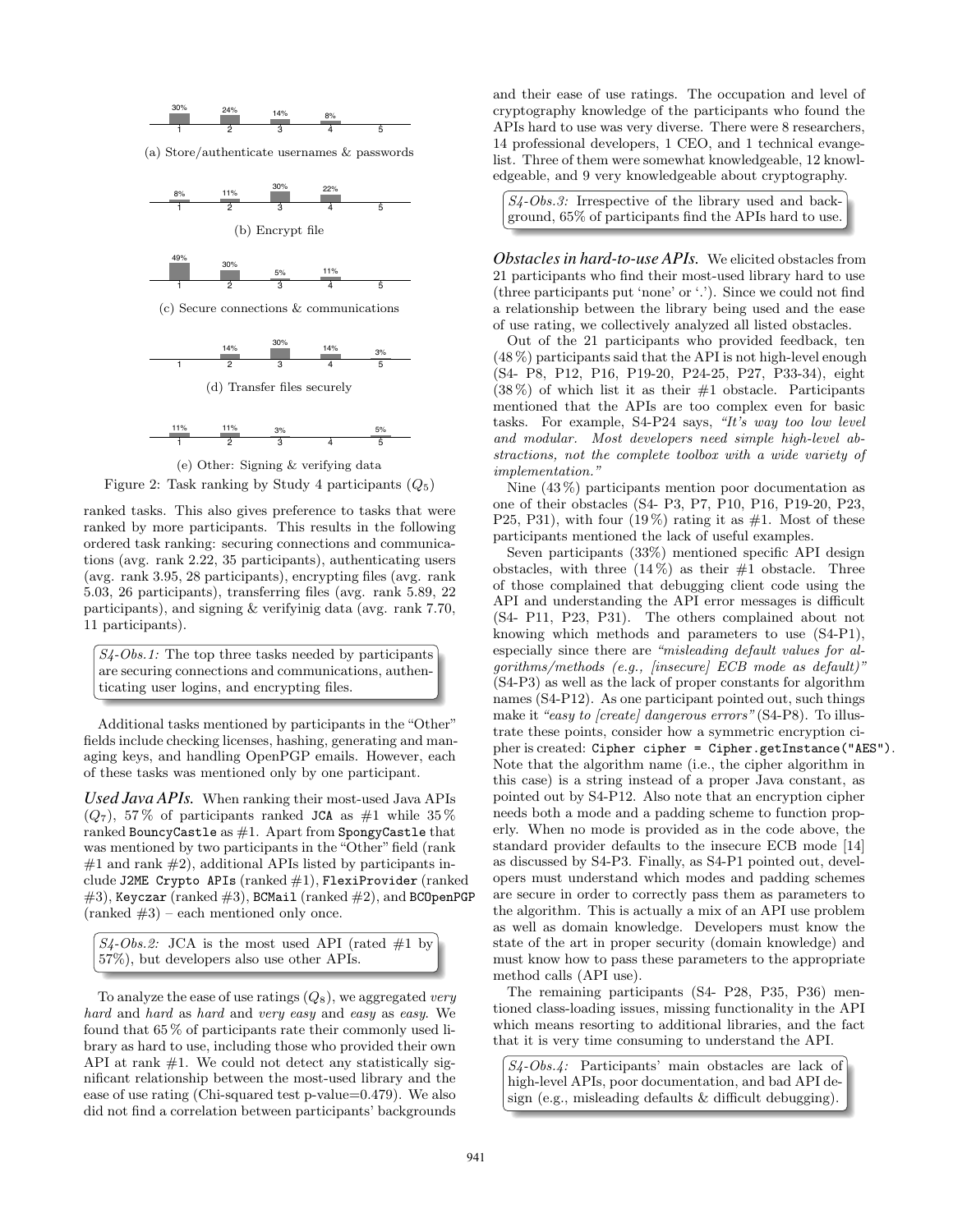30% 24% 14% 8%

1 2 3 4 5

(a) Store/authenticate usernames & passwords

8% 11% 30% 22%

1 2 3 4 5

(b) Encrypt file

49% 30% 5% 11%

1 2 3 4 5

(c) Secure connections & communications

14% 30% 14% 3%

1 2 3 4 5

(d) Transfer files securely

11% 11% 3% 5%

1 2 3 4 5

(e) Other: Signing & verifying data

Figure 2: Task ranking by Study 4 participants ($Q_5$)

ranked tasks. This also gives preference to tasks that were ranked by more participants. This results in the following ordered task ranking: securing connections and communications (avg. rank 2.22, 35 participants), authenticating users (avg. rank 3.95, 28 participants), encrypting files (avg. rank 5.03, 26 participants), transferring files (avg. rank 5.89, 22 participants), and signing & verifyinig data (avg. rank 7.70, 11 participants).

> *S4-Obs.1:* The top three tasks needed by participants are securing connections and communications, authenticating user logins, and encrypting files.

Additional tasks mentioned by participants in the "Other" fields include checking licenses, hashing, generating and managing keys, and handling OpenPGP emails. However, each of these tasks was mentioned only by one participant.

***Used Java APIs.*** When ranking their most-used Java APIs ($Q_7$), 57 % of participants ranked `JCA` as #1 while 35 % ranked `BouncyCastle` as #1. Apart from `SpongyCastle` that was mentioned by two participants in the "Other" field (rank #1 and rank #2), additional APIs listed by participants include `J2ME Crypto APIs` (ranked #1), `FlexiProvider` (ranked #3), `Keyczar` (ranked #3), `BCMail` (ranked #2), and `BCOpenPGP` (ranked #3) – each mentioned only once.

> *S4-Obs.2:* JCA is the most used API (rated #1 by 57%), but developers also use other APIs.

To analyze the ease of use ratings ($Q_8$), we aggregated *very hard* and *hard* as *hard* and *very easy* and *easy* as *easy*. We found that 65 % of participants rate their commonly used library as hard to use, including those who provided their own API at rank #1. We could not detect any statistically significant relationship between the most-used library and the ease of use rating (Chi-squared test p-value=0.479). We also did not find a correlation between participants' backgrounds and their ease of use ratings. The occupation and level of cryptography knowledge of the participants who found the APIs hard to use was very diverse. There were 8 researchers, 14 professional developers, 1 CEO, and 1 technical evangelist. Three of them were somewhat knowledgeable, 12 knowledgeable, and 9 very knowledgeable about cryptography.

> *S4-Obs.3:* Irrespective of the library used and background, 65% of participants find the APIs hard to use.

***Obstacles in hard-to-use APIs.*** We elicited obstacles from 21 participants who find their most-used library hard to use (three participants put 'none' or '.'). Since we could not find a relationship between the library being used and the ease of use rating, we collectively analyzed all listed obstacles.

Out of the 21 participants who provided feedback, ten (48 %) participants said that the API is not high-level enough (S4- P8, P12, P16, P19-20, P24-25, P27, P33-34), eight (38 %) of which list it as their #1 obstacle. Participants mentioned that the APIs are too complex even for basic tasks. For example, S4-P24 says, *"It's way too low level and modular. Most developers need simple high-level abstractions, not the complete toolbox with a wide variety of implementation."*

Nine (43 %) participants mention poor documentation as one of their obstacles (S4- P3, P7, P10, P16, P19-20, P23, P25, P31), with four (19 %) rating it as #1. Most of these participants mentioned the lack of useful examples.

Seven participants (33%) mentioned specific API design obstacles, with three (14 %) as their #1 obstacle. Three of those complained that debugging client code using the API and understanding the API error messages is difficult (S4- P11, P23, P31). The others complained about not knowing which methods and parameters to use (S4-P1), especially since there are *"misleading default values for algorithms/methods (e.g., [insecure] ECB mode as default)"* (S4-P3) as well as the lack of proper constants for algorithm names (S4-P12). As one participant pointed out, such things make it *"easy to [create] dangerous errors"* (S4-P8). To illustrate these points, consider how a symmetric encryption cipher is created: `Cipher cipher = Cipher.getInstance("AES")`. Note that the algorithm name (i.e., the cipher algorithm in this case) is a string instead of a proper Java constant, as pointed out by S4-P12. Also note that an encryption cipher needs both a mode and a padding scheme to function properly. When no mode is provided as in the code above, the standard provider defaults to the insecure ECB mode [14] as discussed by S4-P3. Finally, as S4-P1 pointed out, developers must understand which modes and padding schemes are secure in order to correctly pass them as parameters to the algorithm. This is actually a mix of an API use problem as well as domain knowledge. Developers must know the state of the art in proper security (domain knowledge) and must know how to pass these parameters to the appropriate method calls (API use).

The remaining participants (S4- P28, P35, P36) mentioned class-loading issues, missing functionality in the API which means resorting to additional libraries, and the fact that it is very time consuming to understand the API.

> *S4-Obs.4:* Participants' main obstacles are lack of high-level APIs, poor documentation, and bad API design (e.g., misleading defaults & difficult debugging).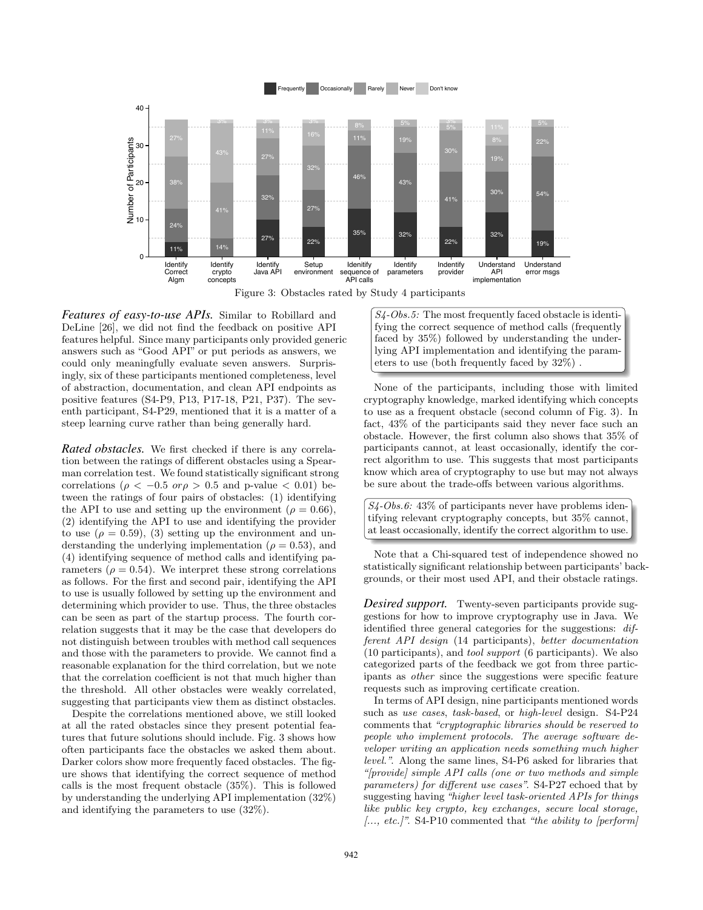Figure 3: Obstacles rated by Study 4 participants

***Features of easy-to-use APIs.*** Similar to Robillard and DeLine [26], we did not find the feedback on positive API features helpful. Since many participants only provided generic answers such as "Good API" or put periods as answers, we could only meaningfully evaluate seven answers. Surprisingly, six of these participants mentioned completeness, level of abstraction, documentation, and clean API endpoints as positive features (S4-P9, P13, P17-18, P21, P37). The seventh participant, S4-P29, mentioned that it is a matter of a steep learning curve rather than being generally hard.

***Rated obstacles.*** We first checked if there is any correlation between the ratings of different obstacles using a Spearman correlation test. We found statistically significant strong correlations ($\rho < -0.5$ $or \rho > 0.5$ and p-value $< 0.01$) between the ratings of four pairs of obstacles: (1) identifying the API to use and setting up the environment ($\rho = 0.66$), (2) identifying the API to use and identifying the provider to use ($\rho = 0.59$), (3) setting up the environment and understanding the underlying implementation ($\rho = 0.53$), and (4) identifying sequence of method calls and identifying parameters ($\rho = 0.54$). We interpret these strong correlations as follows. For the first and second pair, identifying the API to use is usually followed by setting up the environment and determining which provider to use. Thus, the three obstacles can be seen as part of the startup process. The fourth correlation suggests that it may be the case that developers do not distinguish between troubles with method call sequences and those with the parameters to provide. We cannot find a reasonable explanation for the third correlation, but we note that the correlation coefficient is not that much higher than the threshold. All other obstacles were weakly correlated, suggesting that participants view them as distinct obstacles.

Despite the correlations mentioned above, we still looked at all the rated obstacles since they present potential features that future solutions should include. Fig. 3 shows how often participants face the obstacles we asked them about. Darker colors show more frequently faced obstacles. The figure shows that identifying the correct sequence of method calls is the most frequent obstacle (35%). This is followed by understanding the underlying API implementation (32%) and identifying the parameters to use (32%).

> *S4-Obs.5:* The most frequently faced obstacle is identifying the correct sequence of method calls (frequently faced by 35%) followed by understanding the underlying API implementation and identifying the parameters to use (both frequently faced by 32%) .

None of the participants, including those with limited cryptography knowledge, marked identifying which concepts to use as a frequent obstacle (second column of Fig. 3). In fact, 43% of the participants said they never face such an obstacle. However, the first column also shows that 35% of participants cannot, at least occasionally, identify the correct algorithm to use. This suggests that most participants know which area of cryptography to use but may not always be sure about the trade-offs between various algorithms.

> *S4-Obs.6:* 43% of participants never have problems identifying relevant cryptography concepts, but 35% cannot, at least occasionally, identify the correct algorithm to use.

Note that a Chi-squared test of independence showed no statistically significant relationship between participants' backgrounds, or their most used API, and their obstacle ratings.

***Desired support.*** Twenty-seven participants provide suggestions for how to improve cryptography use in Java. We identified three general categories for the suggestions: *different API design* (14 participants), *better documentation* (10 participants), and *tool support* (6 participants). We also categorized parts of the feedback we got from three participants as *other* since the suggestions were specific feature requests such as improving certificate creation.

In terms of API design, nine participants mentioned words such as *use cases*, *task-based*, or *high-level* design. S4-P24 comments that *"cryptographic libraries should be reserved to people who implement protocols. The average software developer writing an application needs something much higher level."*. Along the same lines, S4-P6 asked for libraries that *"[provide] simple API calls (one or two methods and simple parameters) for different use cases"*. S4-P27 echoed that by suggesting having *"higher level task-oriented APIs for things like public key crypto, key exchanges, secure local storage, [..., etc.]"*. S4-P10 commented that *"the ability to [perform]*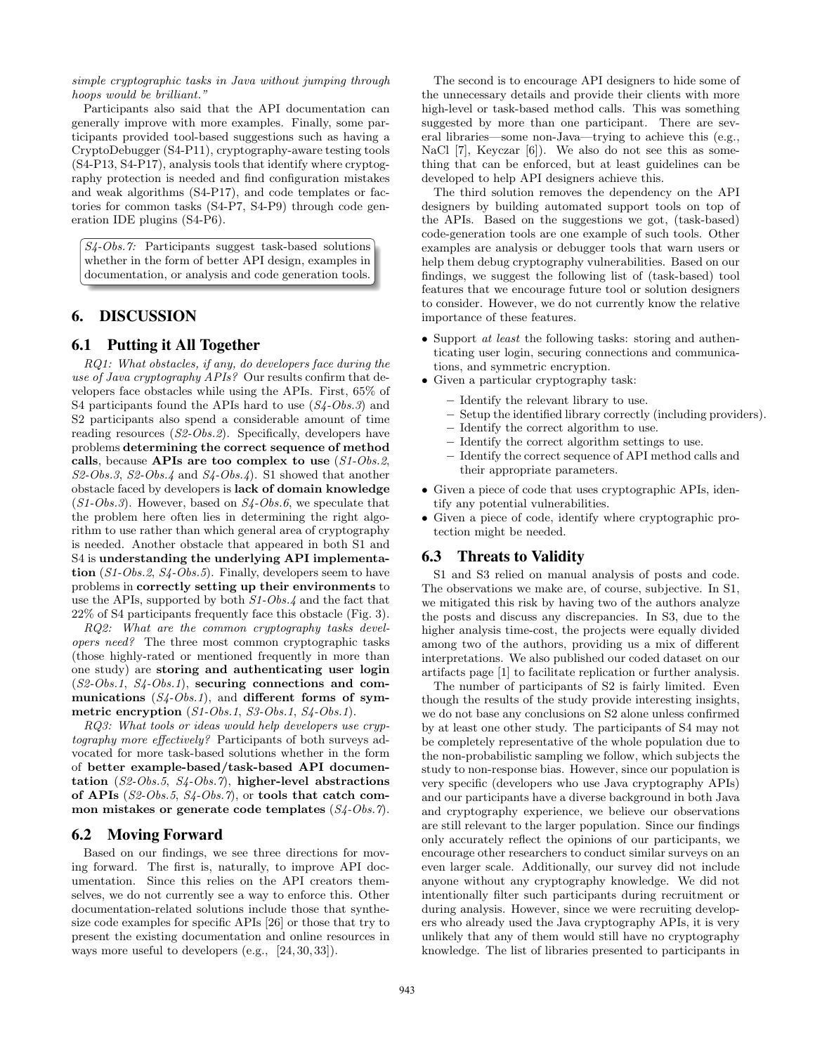*simple cryptographic tasks in Java without jumping through hoops would be brilliant."*

Participants also said that the API documentation can generally improve with more examples. Finally, some participants provided tool-based suggestions such as having a CryptoDebugger (S4-P11), cryptography-aware testing tools (S4-P13, S4-P17), analysis tools that identify where cryptography protection is needed and find configuration mistakes and weak algorithms (S4-P17), and code templates or factories for common tasks (S4-P7, S4-P9) through code generation IDE plugins (S4-P6).

> *S4-Obs.7:* Participants suggest task-based solutions whether in the form of better API design, examples in documentation, or analysis and code generation tools.

## 6. DISCUSSION

### 6.1 Putting it All Together

*RQ1: What obstacles, if any, do developers face during the use of Java cryptography APIs?* Our results confirm that developers face obstacles while using the APIs. First, 65% of S4 participants found the APIs hard to use (*S4-Obs.3*) and S2 participants also spend a considerable amount of time reading resources (*S2-Obs.2*). Specifically, developers have problems **determining the correct sequence of method calls**, because **APIs are too complex to use** (*S1-Obs.2*, *S2-Obs.3*, *S2-Obs.4* and *S4-Obs.4*). S1 showed that another obstacle faced by developers is **lack of domain knowledge** (*S1-Obs.3*). However, based on *S4-Obs.6*, we speculate that the problem here often lies in determining the right algorithm to use rather than which general area of cryptography is needed. Another obstacle that appeared in both S1 and S4 is **understanding the underlying API implementation** (*S1-Obs.2*, *S4-Obs.5*). Finally, developers seem to have problems in **correctly setting up their environments** to use the APIs, supported by both *S1-Obs.4* and the fact that 22% of S4 participants frequently face this obstacle (Fig. 3).

*RQ2: What are the common cryptography tasks developers need?* The three most common cryptographic tasks (those highly-rated or mentioned frequently in more than one study) are **storing and authenticating user login** (*S2-Obs.1*, *S4-Obs.1*), **securing connections and communications** (*S4-Obs.1*), and **different forms of symmetric encryption** (*S1-Obs.1*, *S3-Obs.1*, *S4-Obs.1*).

*RQ3: What tools or ideas would help developers use cryptography more effectively?* Participants of both surveys advocated for more task-based solutions whether in the form of **better example-based/task-based API documentation** (*S2-Obs.5*, *S4-Obs.7*), **higher-level abstractions of APIs** (*S2-Obs.5*, *S4-Obs.7*), or **tools that catch common mistakes or generate code templates** (*S4-Obs.7*).

### 6.2 Moving Forward

Based on our findings, we see three directions for moving forward. The first is, naturally, to improve API documentation. Since this relies on the API creators themselves, we do not currently see a way to enforce this. Other documentation-related solutions include those that synthesize code examples for specific APIs [26] or those that try to present the existing documentation and online resources in ways more useful to developers (e.g., [24,30,33]).

The second is to encourage API designers to hide some of the unnecessary details and provide their clients with more high-level or task-based method calls. This was something suggested by more than one participant. There are several libraries—some non-Java—trying to achieve this (e.g., NaCl [7], Keyczar [6]). We also do not see this as something that can be enforced, but at least guidelines can be developed to help API designers achieve this.

The third solution removes the dependency on the API designers by building automated support tools on top of the APIs. Based on the suggestions we got, (task-based) code-generation tools are one example of such tools. Other examples are analysis or debugger tools that warn users or help them debug cryptography vulnerabilities. Based on our findings, we suggest the following list of (task-based) tool features that we encourage future tool or solution designers to consider. However, we do not currently know the relative importance of these features.

- Support *at least* the following tasks: storing and authenticating user login, securing connections and communications, and symmetric encryption.
- Given a particular cryptography task:
  - Identify the relevant library to use.
  - Setup the identified library correctly (including providers).
  - Identify the correct algorithm to use.
  - Identify the correct algorithm settings to use.
  - Identify the correct sequence of API method calls and their appropriate parameters.
- Given a piece of code that uses cryptographic APIs, identify any potential vulnerabilities.
- Given a piece of code, identify where cryptographic protection might be needed.

### 6.3 Threats to Validity

S1 and S3 relied on manual analysis of posts and code. The observations we make are, of course, subjective. In S1, we mitigated this risk by having two of the authors analyze the posts and discuss any discrepancies. In S3, due to the higher analysis time-cost, the projects were equally divided among two of the authors, providing us a mix of different interpretations. We also published our coded dataset on our artifacts page [1] to facilitate replication or further analysis.

The number of participants of S2 is fairly limited. Even though the results of the study provide interesting insights, we do not base any conclusions on S2 alone unless confirmed by at least one other study. The participants of S4 may not be completely representative of the whole population due to the non-probabilistic sampling we follow, which subjects the study to non-response bias. However, since our population is very specific (developers who use Java cryptography APIs) and our participants have a diverse background in both Java and cryptography experience, we believe our observations are still relevant to the larger population. Since our findings only accurately reflect the opinions of our participants, we encourage other researchers to conduct similar surveys on an even larger scale. Additionally, our survey did not include anyone without any cryptography knowledge. We did not intentionally filter such participants during recruitment or during analysis. However, since we were recruiting developers who already used the Java cryptography APIs, it is very unlikely that any of them would still have no cryptography knowledge. The list of libraries presented to participants in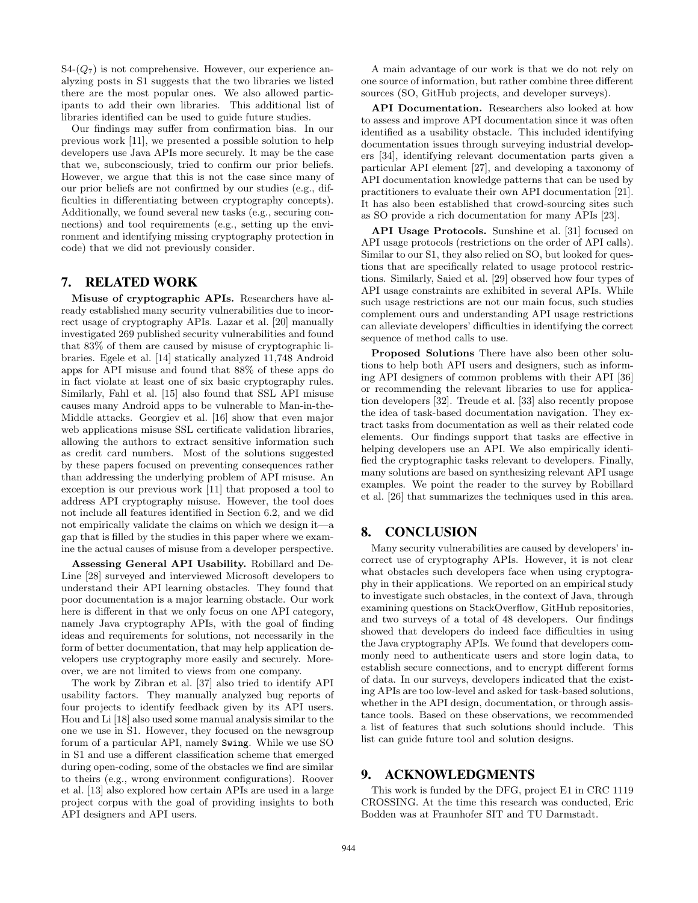S4-($Q_7$) is not comprehensive. However, our experience analyzing posts in S1 suggests that the two libraries we listed there are the most popular ones. We also allowed participants to add their own libraries. This additional list of libraries identified can be used to guide future studies.

Our findings may suffer from confirmation bias. In our previous work [11], we presented a possible solution to help developers use Java APIs more securely. It may be the case that we, subconsciously, tried to confirm our prior beliefs. However, we argue that this is not the case since many of our prior beliefs are not confirmed by our studies (e.g., difficulties in differentiating between cryptography concepts). Additionally, we found several new tasks (e.g., securing connections) and tool requirements (e.g., setting up the environment and identifying missing cryptography protection in code) that we did not previously consider.

## 7. RELATED WORK

**Misuse of cryptographic APIs.** Researchers have already established many security vulnerabilities due to incorrect usage of cryptography APIs. Lazar et al. [20] manually investigated 269 published security vulnerabilities and found that 83% of them are caused by misuse of cryptographic libraries. Egele et al. [14] statically analyzed 11,748 Android apps for API misuse and found that 88% of these apps do in fact violate at least one of six basic cryptography rules. Similarly, Fahl et al. [15] also found that SSL API misuse causes many Android apps to be vulnerable to Man-in-the-Middle attacks. Georgiev et al. [16] show that even major web applications misuse SSL certificate validation libraries, allowing the authors to extract sensitive information such as credit card numbers. Most of the solutions suggested by these papers focused on preventing consequences rather than addressing the underlying problem of API misuse. An exception is our previous work [11] that proposed a tool to address API cryptography misuse. However, the tool does not include all features identified in Section 6.2, and we did not empirically validate the claims on which we design it—a gap that is filled by the studies in this paper where we examine the actual causes of misuse from a developer perspective.

**Assessing General API Usability.** Robillard and DeLine [28] surveyed and interviewed Microsoft developers to understand their API learning obstacles. They found that poor documentation is a major learning obstacle. Our work here is different in that we only focus on one API category, namely Java cryptography APIs, with the goal of finding ideas and requirements for solutions, not necessarily in the form of better documentation, that may help application developers use cryptography more easily and securely. Moreover, we are not limited to views from one company.

The work by Zibran et al. [37] also tried to identify API usability factors. They manually analyzed bug reports of four projects to identify feedback given by its API users. Hou and Li [18] also used some manual analysis similar to the one we use in S1. However, they focused on the newsgroup forum of a particular API, namely `Swing`. While we use SO in S1 and use a different classification scheme that emerged during open-coding, some of the obstacles we find are similar to theirs (e.g., wrong environment configurations). Roover et al. [13] also explored how certain APIs are used in a large project corpus with the goal of providing insights to both API designers and API users.

A main advantage of our work is that we do not rely on one source of information, but rather combine three different sources (SO, GitHub projects, and developer surveys).

**API Documentation.** Researchers also looked at how to assess and improve API documentation since it was often identified as a usability obstacle. This included identifying documentation issues through surveying industrial developers [34], identifying relevant documentation parts given a particular API element [27], and developing a taxonomy of API documentation knowledge patterns that can be used by practitioners to evaluate their own API documentation [21]. It has also been established that crowd-sourcing sites such as SO provide a rich documentation for many APIs [23].

**API Usage Protocols.** Sunshine et al. [31] focused on API usage protocols (restrictions on the order of API calls). Similar to our S1, they also relied on SO, but looked for questions that are specifically related to usage protocol restrictions. Similarly, Saied et al. [29] observed how four types of API usage constraints are exhibited in several APIs. While such usage restrictions are not our main focus, such studies complement ours and understanding API usage restrictions can alleviate developers' difficulties in identifying the correct sequence of method calls to use.

**Proposed Solutions** There have also been other solutions to help both API users and designers, such as informing API designers of common problems with their API [36] or recommending the relevant libraries to use for application developers [32]. Treude et al. [33] also recently propose the idea of task-based documentation navigation. They extract tasks from documentation as well as their related code elements. Our findings support that tasks are effective in helping developers use an API. We also empirically identified the cryptographic tasks relevant to developers. Finally, many solutions are based on synthesizing relevant API usage examples. We point the reader to the survey by Robillard et al. [26] that summarizes the techniques used in this area.

## 8. CONCLUSION

Many security vulnerabilities are caused by developers' incorrect use of cryptography APIs. However, it is not clear what obstacles such developers face when using cryptography in their applications. We reported on an empirical study to investigate such obstacles, in the context of Java, through examining questions on StackOverflow, GitHub repositories, and two surveys of a total of 48 developers. Our findings showed that developers do indeed face difficulties in using the Java cryptography APIs. We found that developers commonly need to authenticate users and store login data, to establish secure connections, and to encrypt different forms of data. In our surveys, developers indicated that the existing APIs are too low-level and asked for task-based solutions, whether in the API design, documentation, or through assistance tools. Based on these observations, we recommended a list of features that such solutions should include. This list can guide future tool and solution designs.

## 9. ACKNOWLEDGMENTS

This work is funded by the DFG, project E1 in CRC 1119 CROSSING. At the time this research was conducted, Eric Bodden was at Fraunhofer SIT and TU Darmstadt.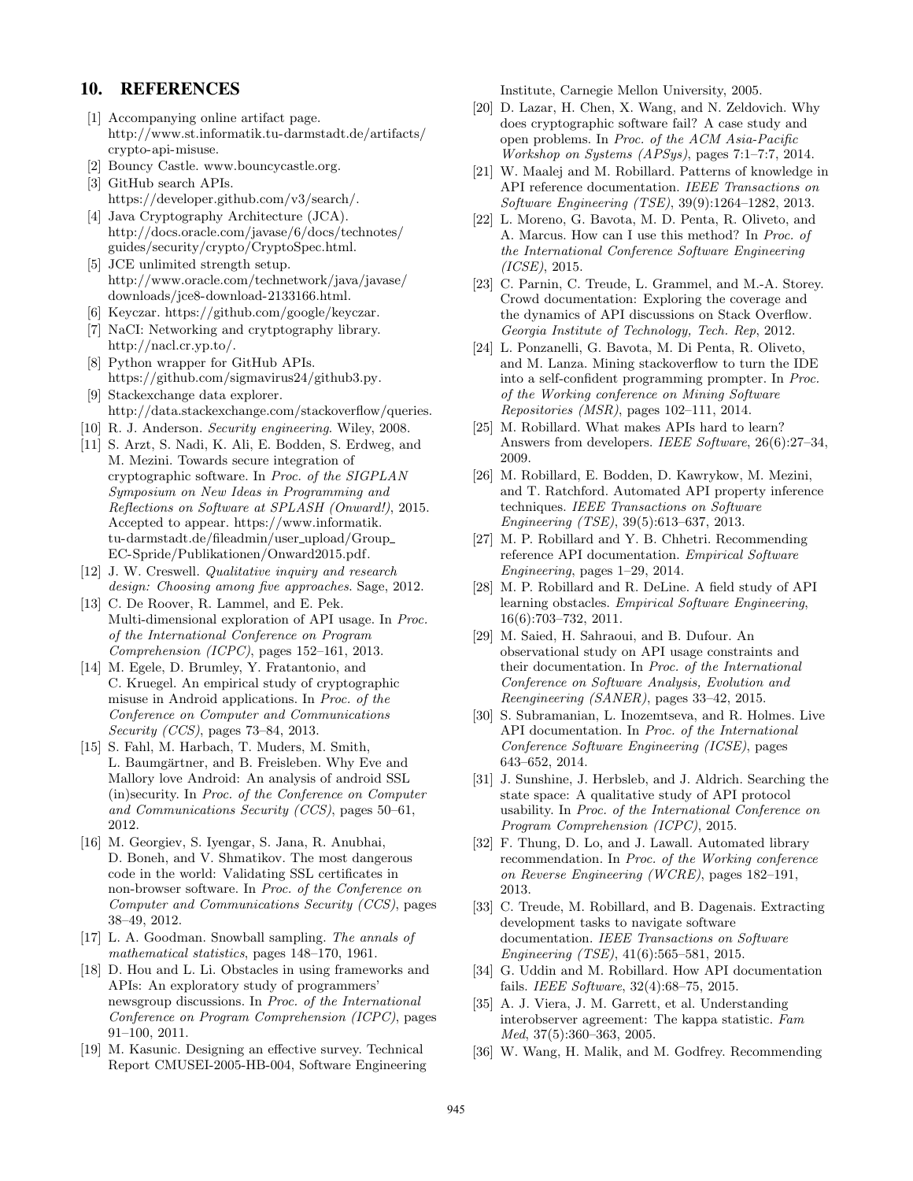## 10. REFERENCES

- [1] Accompanying online artifact page. http://www.st.informatik.tu-darmstadt.de/artifacts/crypto-api-misuse.
- [2] Bouncy Castle. www.bouncycastle.org.
- [3] GitHub search APIs. https://developer.github.com/v3/search/.
- [4] Java Cryptography Architecture (JCA). http://docs.oracle.com/javase/6/docs/technotes/guides/security/crypto/CryptoSpec.html.
- [5] JCE unlimited strength setup. http://www.oracle.com/technetwork/java/javase/downloads/jce8-download-2133166.html.
- [6] Keyczar. https://github.com/google/keyczar.
- [7] NaCI: Networking and crytptography library. http://nacl.cr.yp.to/.
- [8] Python wrapper for GitHub APIs. https://github.com/sigmavirus24/github3.py.
- [9] Stackexchange data explorer. http://data.stackexchange.com/stackoverflow/queries.
- [10] R. J. Anderson. *Security engineering*. Wiley, 2008.
- [11] S. Arzt, S. Nadi, K. Ali, E. Bodden, S. Erdweg, and M. Mezini. Towards secure integration of cryptographic software. In *Proc. of the SIGPLAN Symposium on New Ideas in Programming and Reflections on Software at SPLASH (Onward!)*, 2015. Accepted to appear. https://www.informatik.tu-darmstadt.de/fileadmin/user_upload/Group_EC-Spride/Publikationen/Onward2015.pdf.
- [12] J. W. Creswell. *Qualitative inquiry and research design: Choosing among five approaches*. Sage, 2012.
- [13] C. De Roover, R. Lammel, and E. Pek. Multi-dimensional exploration of API usage. In *Proc. of the International Conference on Program Comprehension (ICPC)*, pages 152–161, 2013.
- [14] M. Egele, D. Brumley, Y. Fratantonio, and C. Kruegel. An empirical study of cryptographic misuse in Android applications. In *Proc. of the Conference on Computer and Communications Security (CCS)*, pages 73–84, 2013.
- [15] S. Fahl, M. Harbach, T. Muders, M. Smith, L. Baumgärtner, and B. Freisleben. Why Eve and Mallory love Android: An analysis of android SSL (in)security. In *Proc. of the Conference on Computer and Communications Security (CCS)*, pages 50–61, 2012.
- [16] M. Georgiev, S. Iyengar, S. Jana, R. Anubhai, D. Boneh, and V. Shmatikov. The most dangerous code in the world: Validating SSL certificates in non-browser software. In *Proc. of the Conference on Computer and Communications Security (CCS)*, pages 38–49, 2012.
- [17] L. A. Goodman. Snowball sampling. *The annals of mathematical statistics*, pages 148–170, 1961.
- [18] D. Hou and L. Li. Obstacles in using frameworks and APIs: An exploratory study of programmers' newsgroup discussions. In *Proc. of the International Conference on Program Comprehension (ICPC)*, pages 91–100, 2011.
- [19] M. Kasunic. Designing an effective survey. Technical Report CMUSEI-2005-HB-004, Software Engineering Institute, Carnegie Mellon University, 2005.
- [20] D. Lazar, H. Chen, X. Wang, and N. Zeldovich. Why does cryptographic software fail? A case study and open problems. In *Proc. of the ACM Asia-Pacific Workshop on Systems (APSys)*, pages 7:1–7:7, 2014.
- [21] W. Maalej and M. Robillard. Patterns of knowledge in API reference documentation. *IEEE Transactions on Software Engineering (TSE)*, 39(9):1264–1282, 2013.
- [22] L. Moreno, G. Bavota, M. D. Penta, R. Oliveto, and A. Marcus. How can I use this method? In *Proc. of the International Conference Software Engineering (ICSE)*, 2015.
- [23] C. Parnin, C. Treude, L. Grammel, and M.-A. Storey. Crowd documentation: Exploring the coverage and the dynamics of API discussions on Stack Overflow. *Georgia Institute of Technology, Tech. Rep*, 2012.
- [24] L. Ponzanelli, G. Bavota, M. Di Penta, R. Oliveto, and M. Lanza. Mining stackoverflow to turn the IDE into a self-confident programming prompter. In *Proc. of the Working conference on Mining Software Repositories (MSR)*, pages 102–111, 2014.
- [25] M. Robillard. What makes APIs hard to learn? Answers from developers. *IEEE Software*, 26(6):27–34, 2009.
- [26] M. Robillard, E. Bodden, D. Kawrykow, M. Mezini, and T. Ratchford. Automated API property inference techniques. *IEEE Transactions on Software Engineering (TSE)*, 39(5):613–637, 2013.
- [27] M. P. Robillard and Y. B. Chhetri. Recommending reference API documentation. *Empirical Software Engineering*, pages 1–29, 2014.
- [28] M. P. Robillard and R. DeLine. A field study of API learning obstacles. *Empirical Software Engineering*, 16(6):703–732, 2011.
- [29] M. Saied, H. Sahraoui, and B. Dufour. An observational study on API usage constraints and their documentation. In *Proc. of the International Conference on Software Analysis, Evolution and Reengineering (SANER)*, pages 33–42, 2015.
- [30] S. Subramanian, L. Inozemtseva, and R. Holmes. Live API documentation. In *Proc. of the International Conference Software Engineering (ICSE)*, pages 643–652, 2014.
- [31] J. Sunshine, J. Herbsleb, and J. Aldrich. Searching the state space: A qualitative study of API protocol usability. In *Proc. of the International Conference on Program Comprehension (ICPC)*, 2015.
- [32] F. Thung, D. Lo, and J. Lawall. Automated library recommendation. In *Proc. of the Working conference on Reverse Engineering (WCRE)*, pages 182–191, 2013.
- [33] C. Treude, M. Robillard, and B. Dagenais. Extracting development tasks to navigate software documentation. *IEEE Transactions on Software Engineering (TSE)*, 41(6):565–581, 2015.
- [34] G. Uddin and M. Robillard. How API documentation fails. *IEEE Software*, 32(4):68–75, 2015.
- [35] A. J. Viera, J. M. Garrett, et al. Understanding interobserver agreement: The kappa statistic. *Fam Med*, 37(5):360–363, 2005.
- [36] W. Wang, H. Malik, and M. Godfrey. Recommending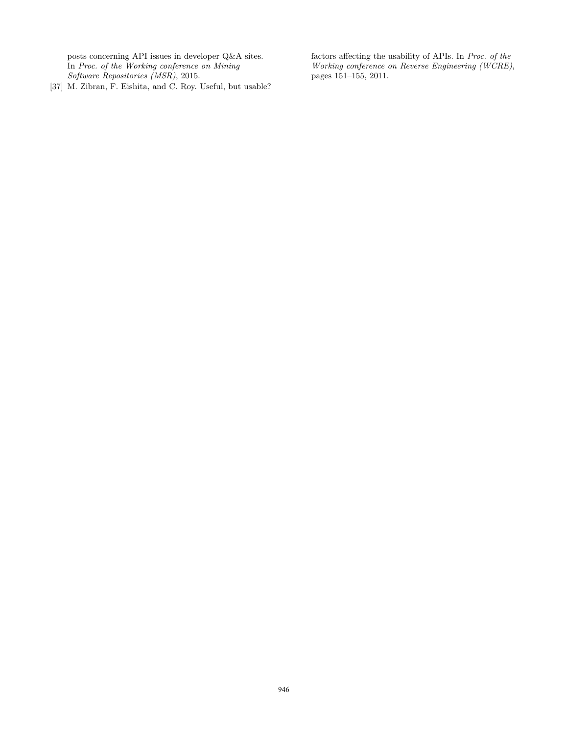posts concerning API issues in developer Q&A sites. In *Proc. of the Working conference on Mining Software Repositories (MSR)*, 2015.

[37] M. Zibran, F. Eishita, and C. Roy. Useful, but usable? factors affecting the usability of APIs. In *Proc. of the Working conference on Reverse Engineering (WCRE)*, pages 151–155, 2011.